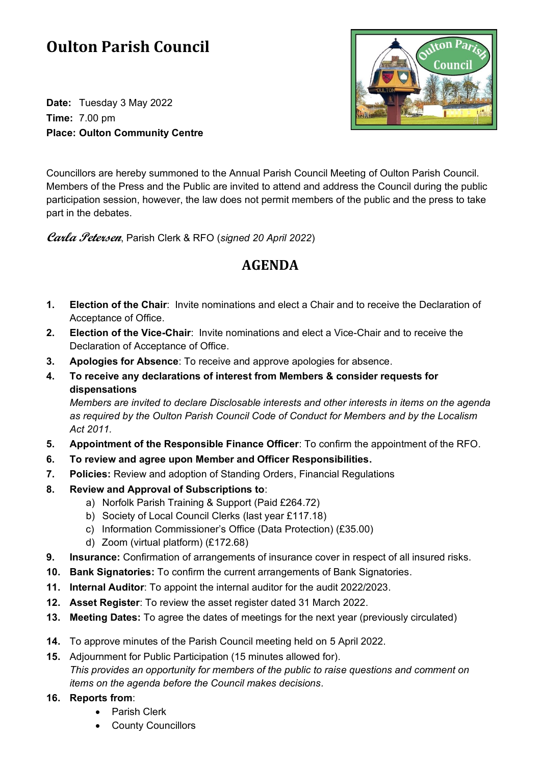# Oulton Parish Council

**Date:** Tuesday 3 May 2022
**Time:** 7.00 pm
**Place: Oulton Community Centre**

Councillors are hereby summoned to the Annual Parish Council Meeting of Oulton Parish Council. Members of the Press and the Public are invited to attend and address the Council during the public participation session, however, the law does not permit members of the public and the press to take part in the debates.

*Carla Petersen*, Parish Clerk & RFO (*signed 20 April 2022*)

## AGENDA

1. **Election of the Chair**: Invite nominations and elect a Chair and to receive the Declaration of Acceptance of Office.
2. **Election of the Vice-Chair**: Invite nominations and elect a Vice-Chair and to receive the Declaration of Acceptance of Office.
3. **Apologies for Absence**: To receive and approve apologies for absence.
4. **To receive any declarations of interest from Members & consider requests for dispensations**
   *Members are invited to declare Disclosable interests and other interests in items on the agenda as required by the Oulton Parish Council Code of Conduct for Members and by the Localism Act 2011.*
5. **Appointment of the Responsible Finance Officer**: To confirm the appointment of the RFO.
6. **To review and agree upon Member and Officer Responsibilities.**
7. **Policies:** Review and adoption of Standing Orders, Financial Regulations
8. **Review and Approval of Subscriptions to**:
   a) Norfolk Parish Training & Support (Paid £264.72)
   b) Society of Local Council Clerks (last year £117.18)
   c) Information Commissioner's Office (Data Protection) (£35.00)
   d) Zoom (virtual platform) (£172.68)
9. **Insurance:** Confirmation of arrangements of insurance cover in respect of all insured risks.
10. **Bank Signatories:** To confirm the current arrangements of Bank Signatories.
11. **Internal Auditor**: To appoint the internal auditor for the audit 2022/2023.
12. **Asset Register**: To review the asset register dated 31 March 2022.
13. **Meeting Dates:** To agree the dates of meetings for the next year (previously circulated)
14. To approve minutes of the Parish Council meeting held on 5 April 2022.
15. Adjournment for Public Participation (15 minutes allowed for).
    *This provides an opportunity for members of the public to raise questions and comment on items on the agenda before the Council makes decisions.*
16. **Reports from**:
    - Parish Clerk
    - County Councillors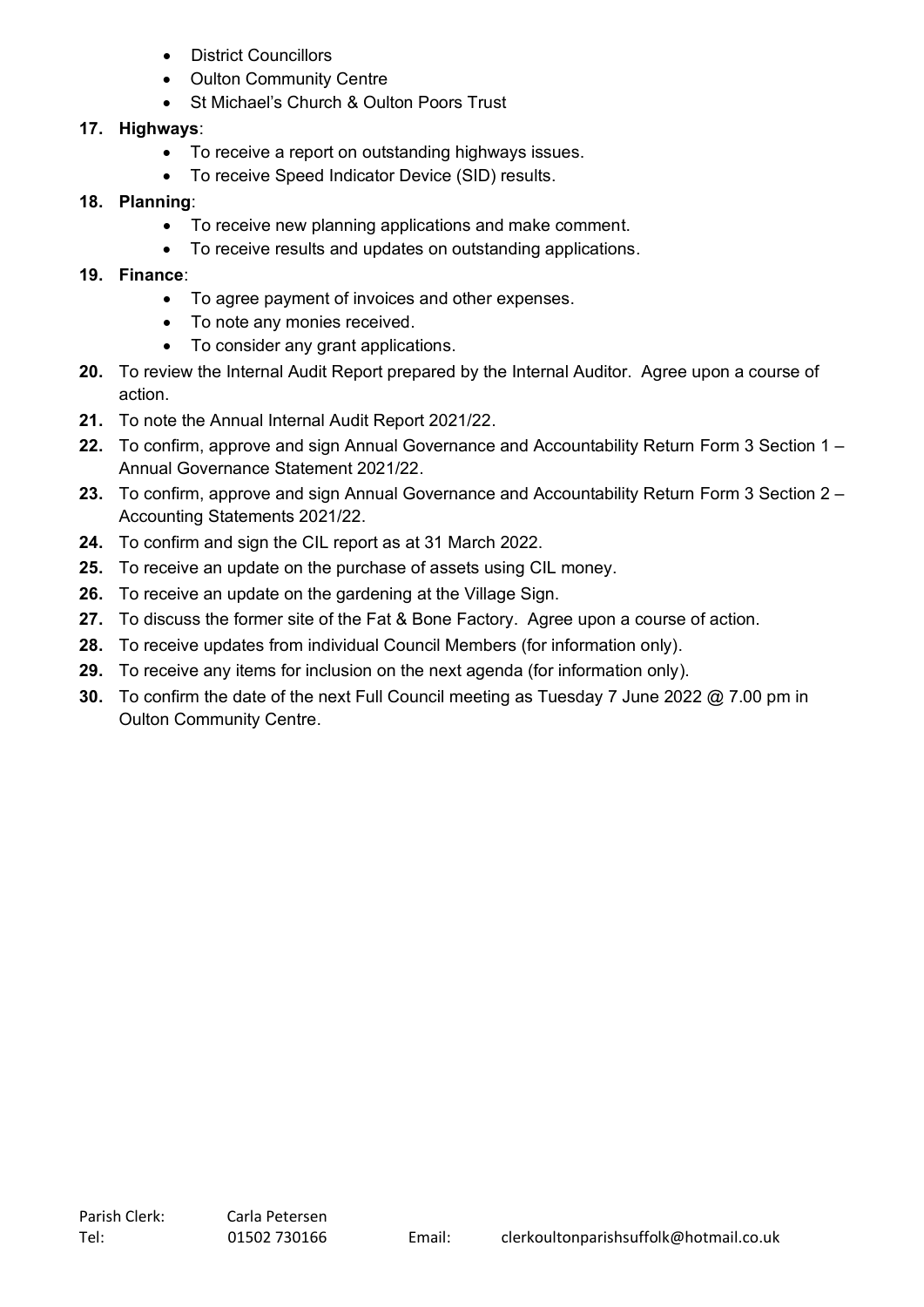- District Councillors
- Oulton Community Centre
- St Michael's Church & Oulton Poors Trust

**17. Highways**:
- To receive a report on outstanding highways issues.
- To receive Speed Indicator Device (SID) results.

**18. Planning**:
- To receive new planning applications and make comment.
- To receive results and updates on outstanding applications.

**19. Finance**:
- To agree payment of invoices and other expenses.
- To note any monies received.
- To consider any grant applications.

**20.** To review the Internal Audit Report prepared by the Internal Auditor. Agree upon a course of action.

**21.** To note the Annual Internal Audit Report 2021/22.

**22.** To confirm, approve and sign Annual Governance and Accountability Return Form 3 Section 1 – Annual Governance Statement 2021/22.

**23.** To confirm, approve and sign Annual Governance and Accountability Return Form 3 Section 2 – Accounting Statements 2021/22.

**24.** To confirm and sign the CIL report as at 31 March 2022.

**25.** To receive an update on the purchase of assets using CIL money.

**26.** To receive an update on the gardening at the Village Sign.

**27.** To discuss the former site of the Fat & Bone Factory. Agree upon a course of action.

**28.** To receive updates from individual Council Members (for information only).

**29.** To receive any items for inclusion on the next agenda (for information only).

**30.** To confirm the date of the next Full Council meeting as Tuesday 7 June 2022 @ 7.00 pm in Oulton Community Centre.

Parish Clerk: Carla Petersen
Tel: 01502 730166 Email: clerkoultonparishsuffolk@hotmail.co.uk